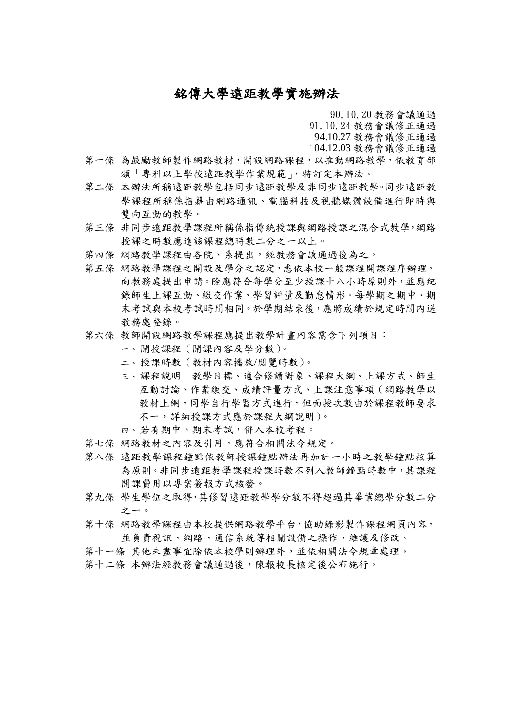# 銘傳大學遠距教學實施辦法

90.10.20 教務會議通過
91.10.24 教務會議修正通過
94.10.27 教務會議修正通過
104.12.03 教務會議修正通過

第一條 為鼓勵教師製作網路教材，開設網路課程，以推動網路教學，依教育部頒「專科以上學校遠距教學作業規範」，特訂定本辦法。

第二條 本辦法所稱遠距教學包括同步遠距教學及非同步遠距教學。同步遠距教學課程所稱係指藉由網路通訊、電腦科技及視聽媒體設備進行即時與雙向互動的教學。

第三條 非同步遠距教學課程所稱係指傳統授課與網路授課之混合式教學，網路授課之時數應達該課程總時數二分之一以上。

第四條 網路教學課程由各院、系提出，經教務會議通過後為之。

第五條 網路教學課程之開設及學分之認定，悉依本校一般課程開課程序辦理，向教務處提出申請。除應符合每學分至少授課十八小時原則外，並應紀錄師生上課互動、繳交作業、學習評量及勤怠情形。每學期之期中、期末考試與本校考試時間相同。於學期結束後，應將成績於規定時間內送教務處登錄。

第六條 教師開設網路教學課程應提出教學計畫內容需含下列項目：

一、開授課程（開課內容及學分數）。

二、授課時數（教材內容播放/閱覽時數）。

三、課程說明－教學目標、適合修讀對象、課程大綱、上課方式、師生互動討論、作業繳交、成績評量方式、上課注意事項（網路教學以教材上網，同學自行學習方式進行，但面授次數由於課程教師要求不一，詳細授課方式應於課程大綱說明）。

四、若有期中、期末考試，併入本校考程。

第七條 網路教材之內容及引用，應符合相關法令規定。

第八條 遠距教學課程鐘點依教師授課鐘點辦法再加計一小時之教學鐘點核算為原則。非同步遠距教學課程授課時數不列入教師鐘點時數中，其課程開課費用以專案簽報方式核發。

第九條 學生學位之取得，其修習遠距教學學分數不得超過其畢業總學分數二分之一。

第十條 網路教學課程由本校提供網路教學平台，協助錄影製作課程網頁內容，並負責視訊、網路、通信系統等相關設備之操作、維護及修改。

第十一條 其他未盡事宜除依本校學則辦理外，並依相關法令規章處理。

第十二條 本辦法經教務會議通過後，陳報校長核定後公布施行。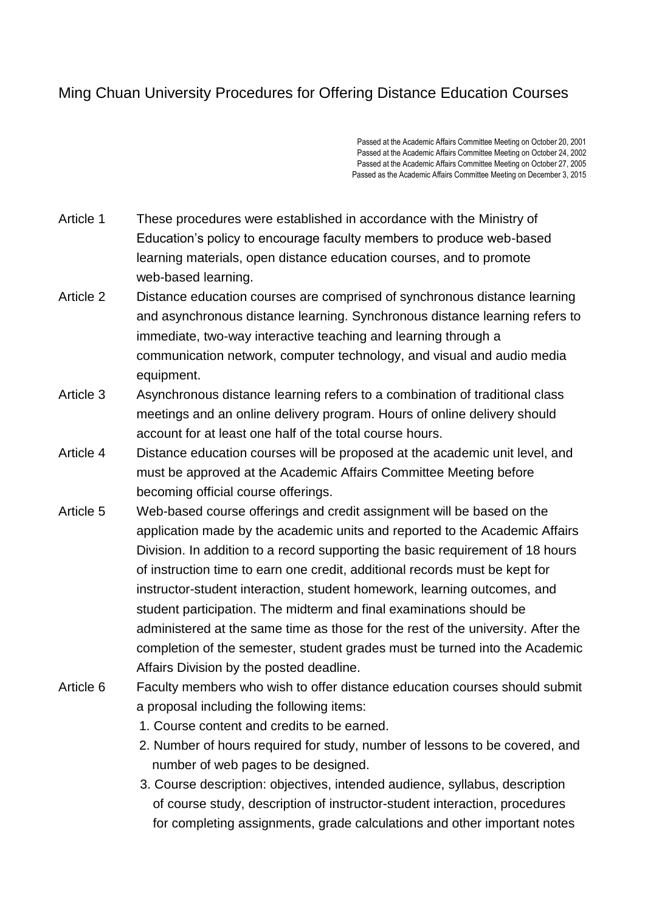# Ming Chuan University Procedures for Offering Distance Education Courses

Passed at the Academic Affairs Committee Meeting on October 20, 2001
Passed at the Academic Affairs Committee Meeting on October 24, 2002
Passed at the Academic Affairs Committee Meeting on October 27, 2005
Passed as the Academic Affairs Committee Meeting on December 3, 2015

**Article 1** These procedures were established in accordance with the Ministry of Education's policy to encourage faculty members to produce web-based learning materials, open distance education courses, and to promote web-based learning.

**Article 2** Distance education courses are comprised of synchronous distance learning and asynchronous distance learning. Synchronous distance learning refers to immediate, two-way interactive teaching and learning through a communication network, computer technology, and visual and audio media equipment.

**Article 3** Asynchronous distance learning refers to a combination of traditional class meetings and an online delivery program. Hours of online delivery should account for at least one half of the total course hours.

**Article 4** Distance education courses will be proposed at the academic unit level, and must be approved at the Academic Affairs Committee Meeting before becoming official course offerings.

**Article 5** Web-based course offerings and credit assignment will be based on the application made by the academic units and reported to the Academic Affairs Division. In addition to a record supporting the basic requirement of 18 hours of instruction time to earn one credit, additional records must be kept for instructor-student interaction, student homework, learning outcomes, and student participation. The midterm and final examinations should be administered at the same time as those for the rest of the university. After the completion of the semester, student grades must be turned into the Academic Affairs Division by the posted deadline.

**Article 6** Faculty members who wish to offer distance education courses should submit a proposal including the following items:

1. Course content and credits to be earned.
2. Number of hours required for study, number of lessons to be covered, and number of web pages to be designed.
3. Course description: objectives, intended audience, syllabus, description of course study, description of instructor-student interaction, procedures for completing assignments, grade calculations and other important notes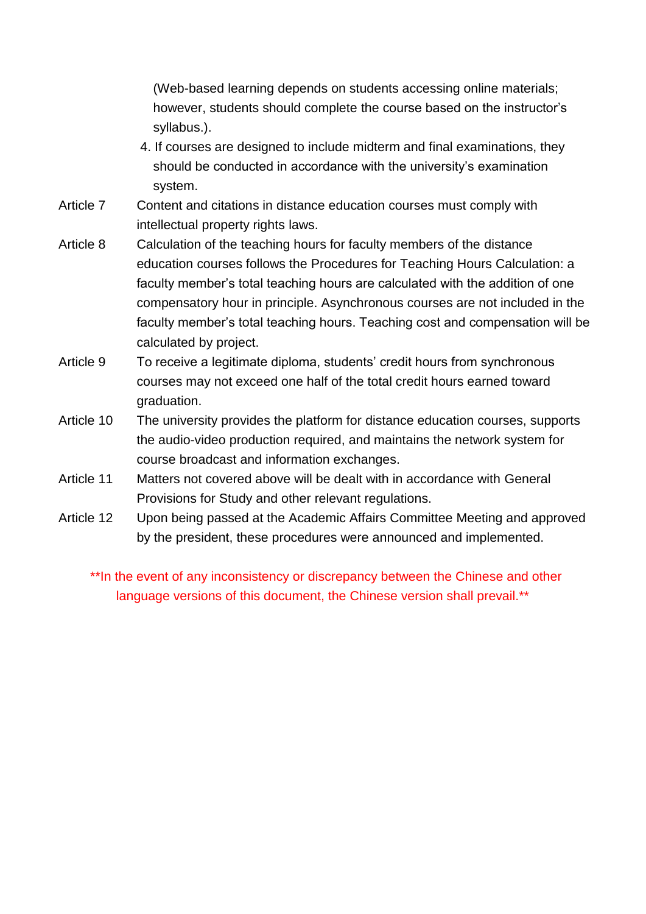(Web-based learning depends on students accessing online materials; however, students should complete the course based on the instructor's syllabus.).

4. If courses are designed to include midterm and final examinations, they should be conducted in accordance with the university's examination system.

Article 7 Content and citations in distance education courses must comply with intellectual property rights laws.

Article 8 Calculation of the teaching hours for faculty members of the distance education courses follows the Procedures for Teaching Hours Calculation: a faculty member's total teaching hours are calculated with the addition of one compensatory hour in principle. Asynchronous courses are not included in the faculty member's total teaching hours. Teaching cost and compensation will be calculated by project.

Article 9 To receive a legitimate diploma, students' credit hours from synchronous courses may not exceed one half of the total credit hours earned toward graduation.

Article 10 The university provides the platform for distance education courses, supports the audio-video production required, and maintains the network system for course broadcast and information exchanges.

Article 11 Matters not covered above will be dealt with in accordance with General Provisions for Study and other relevant regulations.

Article 12 Upon being passed at the Academic Affairs Committee Meeting and approved by the president, these procedures were announced and implemented.

**In the event of any inconsistency or discrepancy between the Chinese and other language versions of this document, the Chinese version shall prevail.**